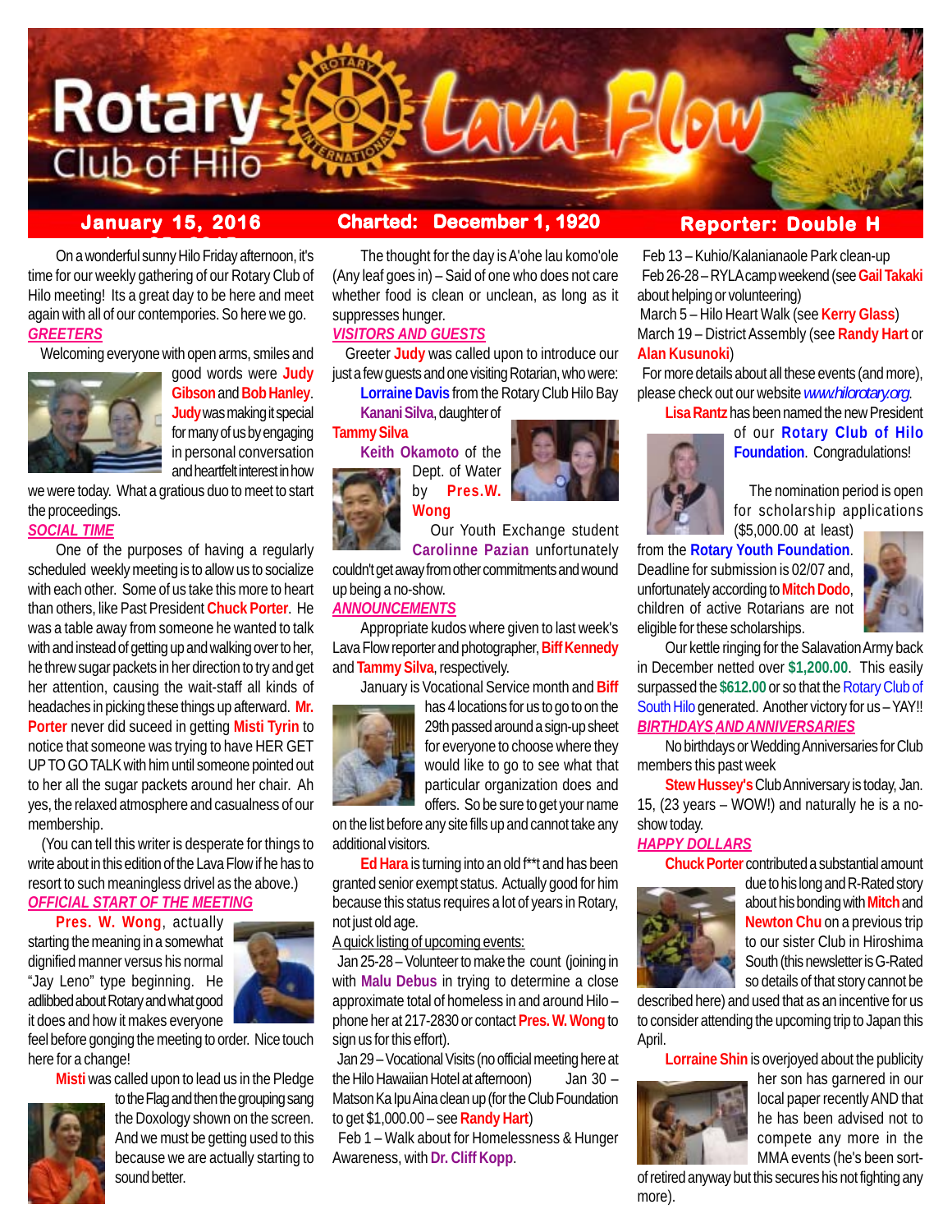# Rotary Club of Hilo Lava Flow

**January 15, 2016** | **Charted: December 1, 1920** | **Reporter: Double H**

On a wonderful sunny Hilo Friday afternoon, it's time for our weekly gathering of our Rotary Club of Hilo meeting! Its a great day to be here and meet again with all of our contempories. So here we go.

## *GREETERS*

Welcoming everyone with open arms, smiles and good words were **Judy Gibson** and **Bob Hanley**. **Judy** was making it special for many of us by engaging in personal conversation and heartfelt interest in how we were today. What a gratious duo to meet to start the proceedings.

## *SOCIAL TIME*

One of the purposes of having a regularly scheduled weekly meeting is to allow us to socialize with each other. Some of us take this more to heart than others, like Past President **Chuck Porter**. He was a table away from someone he wanted to talk with and instead of getting up and walking over to her, he threw sugar packets in her direction to try and get her attention, causing the wait-staff all kinds of headaches in picking these things up afterward. **Mr. Porter** never did suceed in getting **Misti Tyrin** to notice that someone was trying to have HER GET UP TO GO TALK with him until someone pointed out to her all the sugar packets around her chair. Ah yes, the relaxed atmosphere and casualness of our membership.

(You can tell this writer is desperate for things to write about in this edition of the Lava Flow if he has to resort to such meaningless drivel as the above.)

## *OFFICIAL START OF THE MEETING*

**Pres. W. Wong**, actually starting the meaning in a somewhat dignified manner versus his normal "Jay Leno" type beginning. He adlibbed about Rotary and what good it does and how it makes everyone feel before gonging the meeting to order. Nice touch here for a change!

**Misti** was called upon to lead us in the Pledge to the Flag and then the grouping sang the Doxology shown on the screen. And we must be getting used to this because we are actually starting to sound better.

The thought for the day is A'ohe lau komo'ole (Any leaf goes in) – Said of one who does not care whether food is clean or unclean, as long as it suppresses hunger.

## *VISITORS AND GUESTS*

Greeter **Judy** was called upon to introduce our just a few guests and one visiting Rotarian, who were:

**Lorraine Davis** from the Rotary Club Hilo Bay

**Kanani Silva**, daughter of **Tammy Silva**

**Keith Okamoto** of the Dept. of Water by **Pres.W. Wong**

Our Youth Exchange student **Carolinne Pazian** unfortunately couldn't get away from other commitments and wound up being a no-show.

## *ANNOUNCEMENTS*

Appropriate kudos where given to last week's Lava Flow reporter and photographer, **Biff Kennedy** and **Tammy Silva**, respectively.

January is Vocational Service month and **Biff** has 4 locations for us to go to on the 29th passed around a sign-up sheet for everyone to choose where they would like to go to see what that particular organization does and offers. So be sure to get your name on the list before any site fills up and cannot take any additional visitors.

**Ed Hara** is turning into an old f**t and has been granted senior exempt status. Actually good for him because this status requires a lot of years in Rotary, not just old age.

A quick listing of upcoming events:

Jan 25-28 – Volunteer to make the count (joining in with **Malu Debus** in trying to determine a close approximate total of homeless in and around Hilo – phone her at 217-2830 or contact **Pres. W. Wong** to sign up for this effort).

Jan 29 – Vocational Visits (no official meeting here at the Hilo Hawaiian Hotel at afternoon)

Jan 30 – Matson Ka Ipu Aina clean up (for the Club Foundation to get $1,000.00 – see **Randy Hart**)

Feb 1 – Walk about for Homelessness & Hunger Awareness, with **Dr. Cliff Kopp**.

Feb 13 – Kuhio/Kalanianaole Park clean-up

Feb 26-28 – RYLA camp weekend (see **Gail Takaki** about helping or volunteering)

March 5 – Hilo Heart Walk (see **Kerry Glass**)

March 19 – District Assembly (see **Randy Hart** or **Alan Kusunoki**)

For more details about all these events (and more), please check out our website *www.hilorotary.org*.

**Lisa Rantz** has been named the new President of our **Rotary Club of Hilo Foundation**. Congradulations!

The nomination period is open for scholarship applications ($5,000.00 at least) from the **Rotary Youth Foundation**. Deadline for submission is 02/07 and, unfortunately according to **Mitch Dodo**, children of active Rotarians are not eligible for these scholarships.

Our kettle ringing for the Salavation Army back in December netted over **$1,200.00**. This easily surpassed the **$612.00** or so that the Rotary Club of South Hilo generated. Another victory for us – YAY!!

## *BIRTHDAYS AND ANNIVERSARIES*

No birthdays or Wedding Anniversaries for Club members this past week

**Stew Hussey's** Club Anniversary is today, Jan. 15, (23 years – WOW!) and naturally he is a no-show today.

## *HAPPY DOLLARS*

**Chuck Porter** contributed a substantial amount due to his long and R-Rated story about his bonding with **Mitch** and **Newton Chu** on a previous trip to our sister Club in Hiroshima South (this newsletter is G-Rated so details of that story cannot be described here) and used that as an incentive for us to consider attending the upcoming trip to Japan this April.

**Lorraine Shin** is overjoyed about the publicity her son has garnered in our local paper recently AND that he has been advised not to compete any more in the MMA events (he's been sort-of retired anyway but this secures his not fighting any more).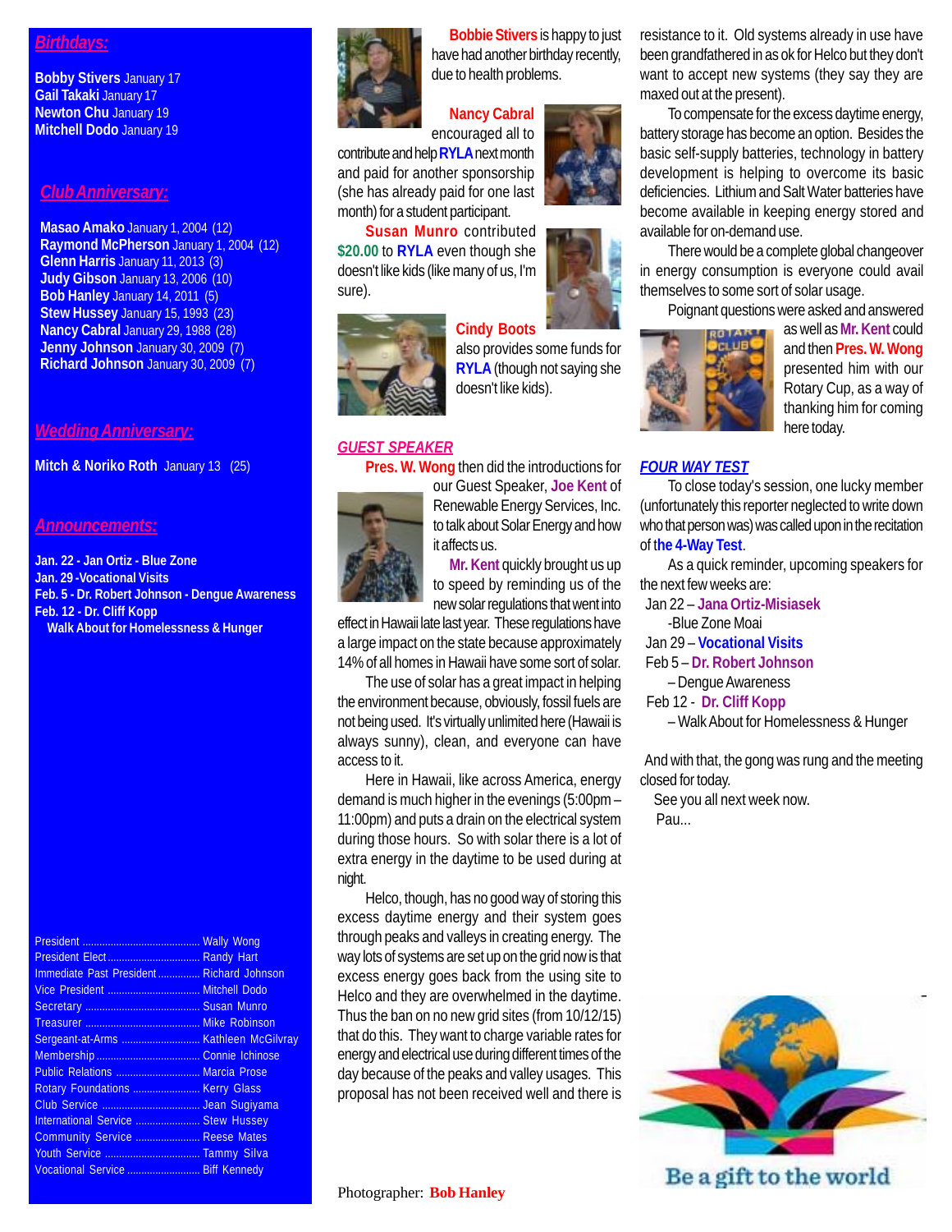## *Birthdays:*

**Bobby Stivers** January 17
**Gail Takaki** January 17
**Newton Chu** January 19
**Mitchell Dodo** January 19

## *Club Anniversary:*

**Masao Amako** January 1, 2004 (12)
**Raymond McPherson** January 1, 2004 (12)
**Glenn Harris** January 11, 2013 (3)
**Judy Gibson** January 13, 2006 (10)
**Bob Hanley** January 14, 2011 (5)
**Stew Hussey** January 15, 1993 (23)
**Nancy Cabral** January 29, 1988 (28)
**Jenny Johnson** January 30, 2009 (7)
**Richard Johnson** January 30, 2009 (7)

## *Wedding Anniversary:*

**Mitch & Noriko Roth** January 13 (25)

## *Announcements:*

**Jan. 22 - Jan Ortiz - Blue Zone**
**Jan. 29 -Vocational Visits**
**Feb. 5 - Dr. Robert Johnson - Dengue Awareness**
**Feb. 12 - Dr. Cliff Kopp**
**Walk About for Homelessness & Hunger**

President .......................................... Wally Wong
President Elect ................................. Randy Hart
Immediate Past President ............... Richard Johnson
Vice President .................................. Mitchell Dodo
Secretary .......................................... Susan Munro
Treasurer ........................................... Mike Robinson
Sergeant-at-Arms ............................. Kathleen McGilvray
Membership ...................................... Connie Ichinose
Public Relations ............................... Marcia Prose
Rotary Foundations .......................... Kerry Glass
Club Service ..................................... Jean Sugiyama
International Service ........................ Stew Hussey
Community Service .......................... Reese Mates
Youth Service ................................... Tammy Silva
Vocational Service ........................... Biff Kennedy

**Bobbie Stivers** is happy to just have had another birthday recently, due to health problems.

**Nancy Cabral** encouraged all to contribute and help **RYLA** next month and paid for another sponsorship (she has already paid for one last month) for a student participant.

**Susan Munro** contributed **$20.00** to **RYLA** even though she doesn't like kids (like many of us, I'm sure).

**Cindy Boots** also provides some funds for **RYLA** (though not saying she doesn't like kids).

## *GUEST SPEAKER*

**Pres. W. Wong** then did the introductions for our Guest Speaker, **Joe Kent** of Renewable Energy Services, Inc. to talk about Solar Energy and how it affects us.

**Mr. Kent** quickly brought us up to speed by reminding us of the new solar regulations that went into effect in Hawaii late last year. These regulations have a large impact on the state because approximately 14% of all homes in Hawaii have some sort of solar.

The use of solar has a great impact in helping the environment because, obviously, fossil fuels are not being used. It's virtually unlimited here (Hawaii is always sunny), clean, and everyone can have access to it.

Here in Hawaii, like across America, energy demand is much higher in the evenings (5:00pm – 11:00pm) and puts a drain on the electrical system during those hours. So with solar there is a lot of extra energy in the daytime to be used during at night.

Helco, though, has no good way of storing this excess daytime energy and their system goes through peaks and valleys in creating energy. The way lots of systems are set up on the grid now is that excess energy goes back from the using site to Helco and they are overwhelmed in the daytime. Thus the ban on no new grid sites (from 10/12/15) that do this. They want to charge variable rates for energy and electrical use during different times of the day because of the peaks and valley usages. This proposal has not been received well and there is resistance to it. Old systems already in use have been grandfathered in as ok for Helco but they don't want to accept new systems (they say they are maxed out at the present).

To compensate for the excess daytime energy, battery storage has become an option. Besides the basic self-supply batteries, technology in battery development is helping to overcome its basic deficiencies. Lithium and Salt Water batteries have become available in keeping energy stored and available for on-demand use.

There would be a complete global changeover in energy consumption is everyone could avail themselves to some sort of solar usage.

Poignant questions were asked and answered as well as **Mr. Kent** could and then **Pres. W. Wong** presented him with our Rotary Cup, as a way of thanking him for coming here today.

## *FOUR WAY TEST*

To close today's session, one lucky member (unfortunately this reporter neglected to write down who that person was) was called upon in the recitation of **the 4-Way Test**.

As a quick reminder, upcoming speakers for the next few weeks are:

Jan 22 – **Jana Ortiz-Misiasek**
-Blue Zone Moai
Jan 29 – **Vocational Visits**
Feb 5 – **Dr. Robert Johnson**
– Dengue Awareness
Feb 12 - **Dr. Cliff Kopp**
– Walk About for Homelessness & Hunger

And with that, the gong was rung and the meeting closed for today.

See you all next week now.

Pau...

Be a gift to the world

Photographer: **Bob Hanley**